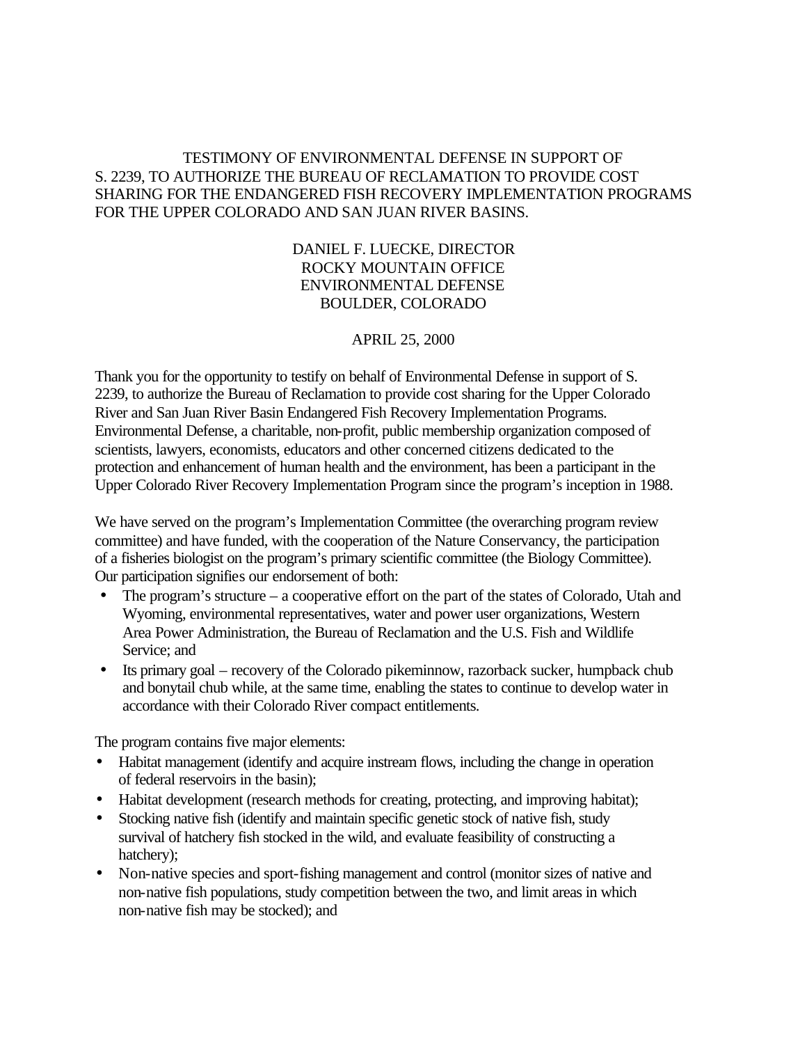# TESTIMONY OF ENVIRONMENTAL DEFENSE IN SUPPORT OF S. 2239, TO AUTHORIZE THE BUREAU OF RECLAMATION TO PROVIDE COST SHARING FOR THE ENDANGERED FISH RECOVERY IMPLEMENTATION PROGRAMS FOR THE UPPER COLORADO AND SAN JUAN RIVER BASINS.

DANIEL F. LUECKE, DIRECTOR
ROCKY MOUNTAIN OFFICE
ENVIRONMENTAL DEFENSE
BOULDER, COLORADO

APRIL 25, 2000

Thank you for the opportunity to testify on behalf of Environmental Defense in support of S. 2239, to authorize the Bureau of Reclamation to provide cost sharing for the Upper Colorado River and San Juan River Basin Endangered Fish Recovery Implementation Programs. Environmental Defense, a charitable, non-profit, public membership organization composed of scientists, lawyers, economists, educators and other concerned citizens dedicated to the protection and enhancement of human health and the environment, has been a participant in the Upper Colorado River Recovery Implementation Program since the program's inception in 1988.

We have served on the program's Implementation Committee (the overarching program review committee) and have funded, with the cooperation of the Nature Conservancy, the participation of a fisheries biologist on the program's primary scientific committee (the Biology Committee). Our participation signifies our endorsement of both:

- The program's structure – a cooperative effort on the part of the states of Colorado, Utah and Wyoming, environmental representatives, water and power user organizations, Western Area Power Administration, the Bureau of Reclamation and the U.S. Fish and Wildlife Service; and
- Its primary goal – recovery of the Colorado pikeminnow, razorback sucker, humpback chub and bonytail chub while, at the same time, enabling the states to continue to develop water in accordance with their Colorado River compact entitlements.

The program contains five major elements:

- Habitat management (identify and acquire instream flows, including the change in operation of federal reservoirs in the basin);
- Habitat development (research methods for creating, protecting, and improving habitat);
- Stocking native fish (identify and maintain specific genetic stock of native fish, study survival of hatchery fish stocked in the wild, and evaluate feasibility of constructing a hatchery);
- Non-native species and sport-fishing management and control (monitor sizes of native and non-native fish populations, study competition between the two, and limit areas in which non-native fish may be stocked); and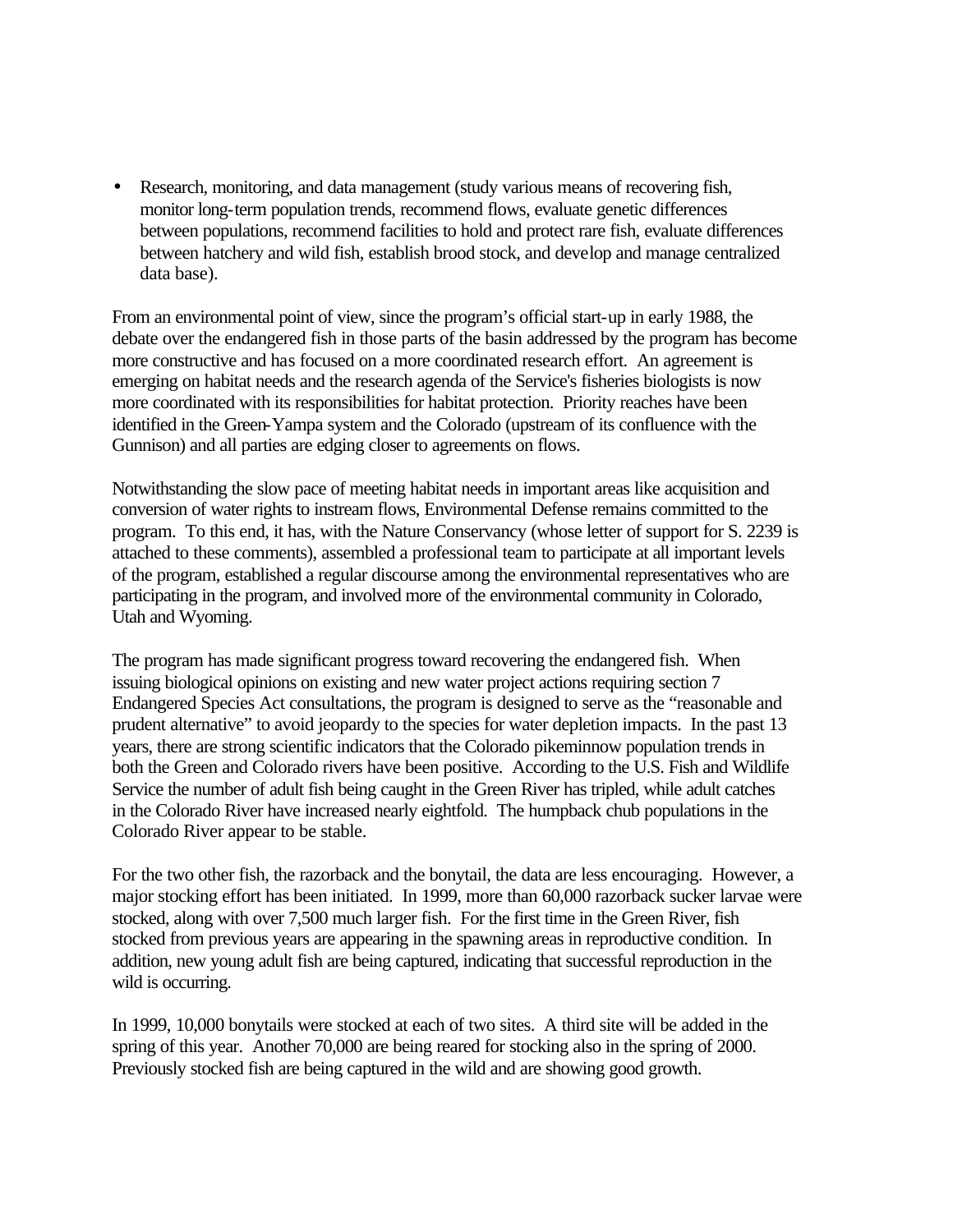- Research, monitoring, and data management (study various means of recovering fish, monitor long-term population trends, recommend flows, evaluate genetic differences between populations, recommend facilities to hold and protect rare fish, evaluate differences between hatchery and wild fish, establish brood stock, and develop and manage centralized data base).

From an environmental point of view, since the program's official start-up in early 1988, the debate over the endangered fish in those parts of the basin addressed by the program has become more constructive and has focused on a more coordinated research effort. An agreement is emerging on habitat needs and the research agenda of the Service's fisheries biologists is now more coordinated with its responsibilities for habitat protection. Priority reaches have been identified in the Green-Yampa system and the Colorado (upstream of its confluence with the Gunnison) and all parties are edging closer to agreements on flows.

Notwithstanding the slow pace of meeting habitat needs in important areas like acquisition and conversion of water rights to instream flows, Environmental Defense remains committed to the program. To this end, it has, with the Nature Conservancy (whose letter of support for S. 2239 is attached to these comments), assembled a professional team to participate at all important levels of the program, established a regular discourse among the environmental representatives who are participating in the program, and involved more of the environmental community in Colorado, Utah and Wyoming.

The program has made significant progress toward recovering the endangered fish. When issuing biological opinions on existing and new water project actions requiring section 7 Endangered Species Act consultations, the program is designed to serve as the "reasonable and prudent alternative" to avoid jeopardy to the species for water depletion impacts. In the past 13 years, there are strong scientific indicators that the Colorado pikeminnow population trends in both the Green and Colorado rivers have been positive. According to the U.S. Fish and Wildlife Service the number of adult fish being caught in the Green River has tripled, while adult catches in the Colorado River have increased nearly eightfold. The humpback chub populations in the Colorado River appear to be stable.

For the two other fish, the razorback and the bonytail, the data are less encouraging. However, a major stocking effort has been initiated. In 1999, more than 60,000 razorback sucker larvae were stocked, along with over 7,500 much larger fish. For the first time in the Green River, fish stocked from previous years are appearing in the spawning areas in reproductive condition. In addition, new young adult fish are being captured, indicating that successful reproduction in the wild is occurring.

In 1999, 10,000 bonytails were stocked at each of two sites. A third site will be added in the spring of this year. Another 70,000 are being reared for stocking also in the spring of 2000. Previously stocked fish are being captured in the wild and are showing good growth.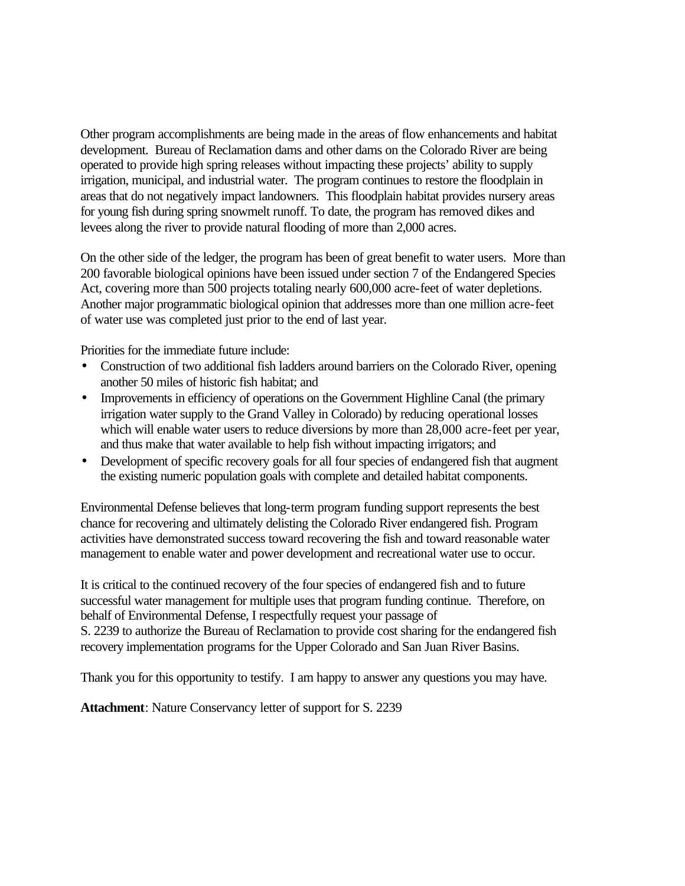Other program accomplishments are being made in the areas of flow enhancements and habitat development. Bureau of Reclamation dams and other dams on the Colorado River are being operated to provide high spring releases without impacting these projects' ability to supply irrigation, municipal, and industrial water. The program continues to restore the floodplain in areas that do not negatively impact landowners. This floodplain habitat provides nursery areas for young fish during spring snowmelt runoff. To date, the program has removed dikes and levees along the river to provide natural flooding of more than 2,000 acres.

On the other side of the ledger, the program has been of great benefit to water users. More than 200 favorable biological opinions have been issued under section 7 of the Endangered Species Act, covering more than 500 projects totaling nearly 600,000 acre-feet of water depletions. Another major programmatic biological opinion that addresses more than one million acre-feet of water use was completed just prior to the end of last year.

Priorities for the immediate future include:

- Construction of two additional fish ladders around barriers on the Colorado River, opening another 50 miles of historic fish habitat; and
- Improvements in efficiency of operations on the Government Highline Canal (the primary irrigation water supply to the Grand Valley in Colorado) by reducing operational losses which will enable water users to reduce diversions by more than 28,000 acre-feet per year, and thus make that water available to help fish without impacting irrigators; and
- Development of specific recovery goals for all four species of endangered fish that augment the existing numeric population goals with complete and detailed habitat components.

Environmental Defense believes that long-term program funding support represents the best chance for recovering and ultimately delisting the Colorado River endangered fish. Program activities have demonstrated success toward recovering the fish and toward reasonable water management to enable water and power development and recreational water use to occur.

It is critical to the continued recovery of the four species of endangered fish and to future successful water management for multiple uses that program funding continue. Therefore, on behalf of Environmental Defense, I respectfully request your passage of S. 2239 to authorize the Bureau of Reclamation to provide cost sharing for the endangered fish recovery implementation programs for the Upper Colorado and San Juan River Basins.

Thank you for this opportunity to testify. I am happy to answer any questions you may have.

**Attachment**: Nature Conservancy letter of support for S. 2239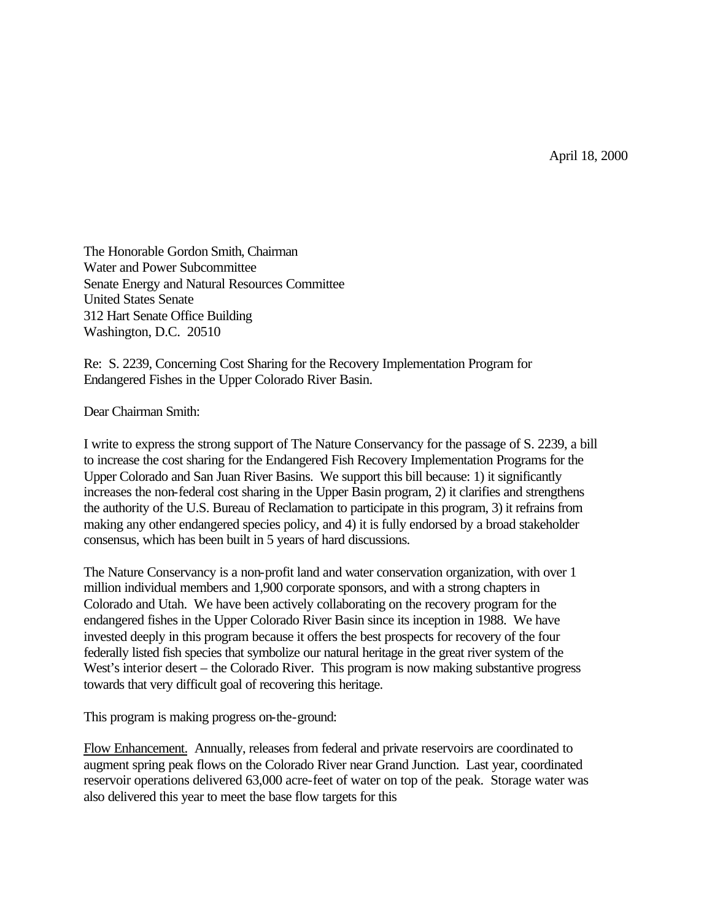April 18, 2000

The Honorable Gordon Smith, Chairman
Water and Power Subcommittee
Senate Energy and Natural Resources Committee
United States Senate
312 Hart Senate Office Building
Washington, D.C. 20510

Re: S. 2239, Concerning Cost Sharing for the Recovery Implementation Program for Endangered Fishes in the Upper Colorado River Basin.

Dear Chairman Smith:

I write to express the strong support of The Nature Conservancy for the passage of S. 2239, a bill to increase the cost sharing for the Endangered Fish Recovery Implementation Programs for the Upper Colorado and San Juan River Basins. We support this bill because: 1) it significantly increases the non-federal cost sharing in the Upper Basin program, 2) it clarifies and strengthens the authority of the U.S. Bureau of Reclamation to participate in this program, 3) it refrains from making any other endangered species policy, and 4) it is fully endorsed by a broad stakeholder consensus, which has been built in 5 years of hard discussions.

The Nature Conservancy is a non-profit land and water conservation organization, with over 1 million individual members and 1,900 corporate sponsors, and with a strong chapters in Colorado and Utah. We have been actively collaborating on the recovery program for the endangered fishes in the Upper Colorado River Basin since its inception in 1988. We have invested deeply in this program because it offers the best prospects for recovery of the four federally listed fish species that symbolize our natural heritage in the great river system of the West's interior desert – the Colorado River. This program is now making substantive progress towards that very difficult goal of recovering this heritage.

This program is making progress on-the-ground:

Flow Enhancement. Annually, releases from federal and private reservoirs are coordinated to augment spring peak flows on the Colorado River near Grand Junction. Last year, coordinated reservoir operations delivered 63,000 acre-feet of water on top of the peak. Storage water was also delivered this year to meet the base flow targets for this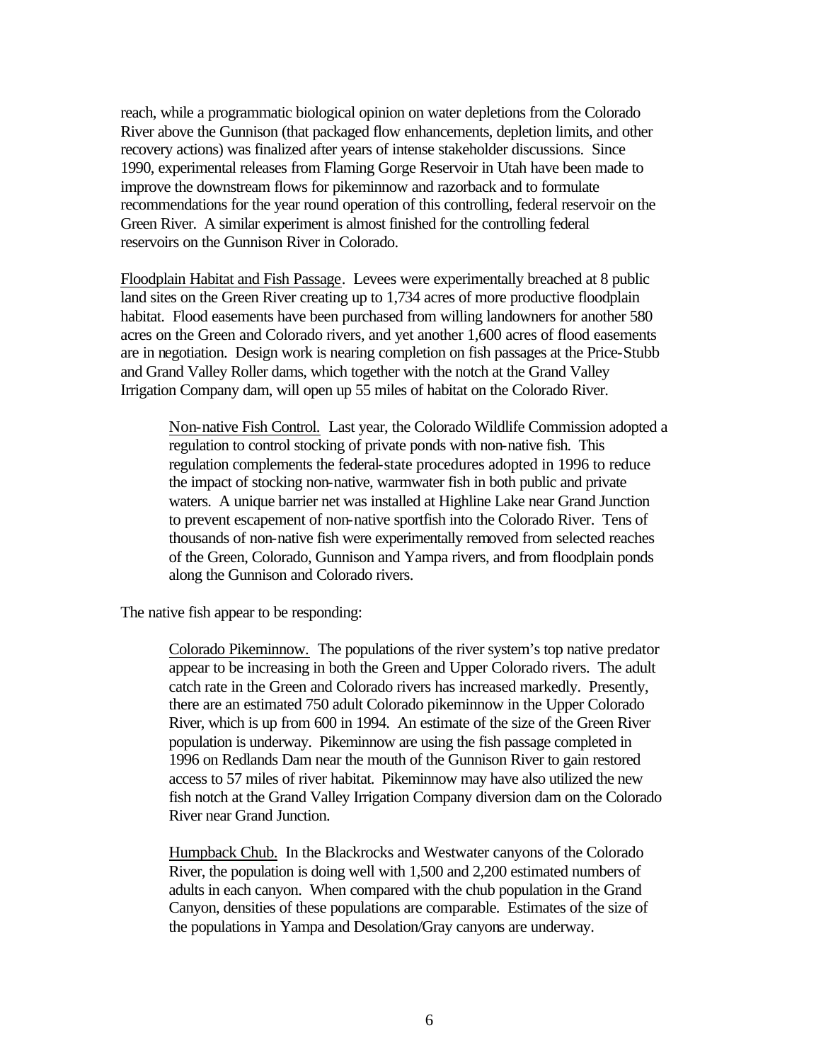reach, while a programmatic biological opinion on water depletions from the Colorado River above the Gunnison (that packaged flow enhancements, depletion limits, and other recovery actions) was finalized after years of intense stakeholder discussions. Since 1990, experimental releases from Flaming Gorge Reservoir in Utah have been made to improve the downstream flows for pikeminnow and razorback and to formulate recommendations for the year round operation of this controlling, federal reservoir on the Green River. A similar experiment is almost finished for the controlling federal reservoirs on the Gunnison River in Colorado.

<u>Floodplain Habitat and Fish Passage</u>. Levees were experimentally breached at 8 public land sites on the Green River creating up to 1,734 acres of more productive floodplain habitat. Flood easements have been purchased from willing landowners for another 580 acres on the Green and Colorado rivers, and yet another 1,600 acres of flood easements are in negotiation. Design work is nearing completion on fish passages at the Price-Stubb and Grand Valley Roller dams, which together with the notch at the Grand Valley Irrigation Company dam, will open up 55 miles of habitat on the Colorado River.

> <u>Non-native Fish Control.</u> Last year, the Colorado Wildlife Commission adopted a regulation to control stocking of private ponds with non-native fish. This regulation complements the federal-state procedures adopted in 1996 to reduce the impact of stocking non-native, warmwater fish in both public and private waters. A unique barrier net was installed at Highline Lake near Grand Junction to prevent escapement of non-native sportfish into the Colorado River. Tens of thousands of non-native fish were experimentally removed from selected reaches of the Green, Colorado, Gunnison and Yampa rivers, and from floodplain ponds along the Gunnison and Colorado rivers.

The native fish appear to be responding:

> <u>Colorado Pikeminnow.</u> The populations of the river system's top native predator appear to be increasing in both the Green and Upper Colorado rivers. The adult catch rate in the Green and Colorado rivers has increased markedly. Presently, there are an estimated 750 adult Colorado pikeminnow in the Upper Colorado River, which is up from 600 in 1994. An estimate of the size of the Green River population is underway. Pikeminnow are using the fish passage completed in 1996 on Redlands Dam near the mouth of the Gunnison River to gain restored access to 57 miles of river habitat. Pikeminnow may have also utilized the new fish notch at the Grand Valley Irrigation Company diversion dam on the Colorado River near Grand Junction.

> <u>Humpback Chub.</u> In the Blackrocks and Westwater canyons of the Colorado River, the population is doing well with 1,500 and 2,200 estimated numbers of adults in each canyon. When compared with the chub population in the Grand Canyon, densities of these populations are comparable. Estimates of the size of the populations in Yampa and Desolation/Gray canyons are underway.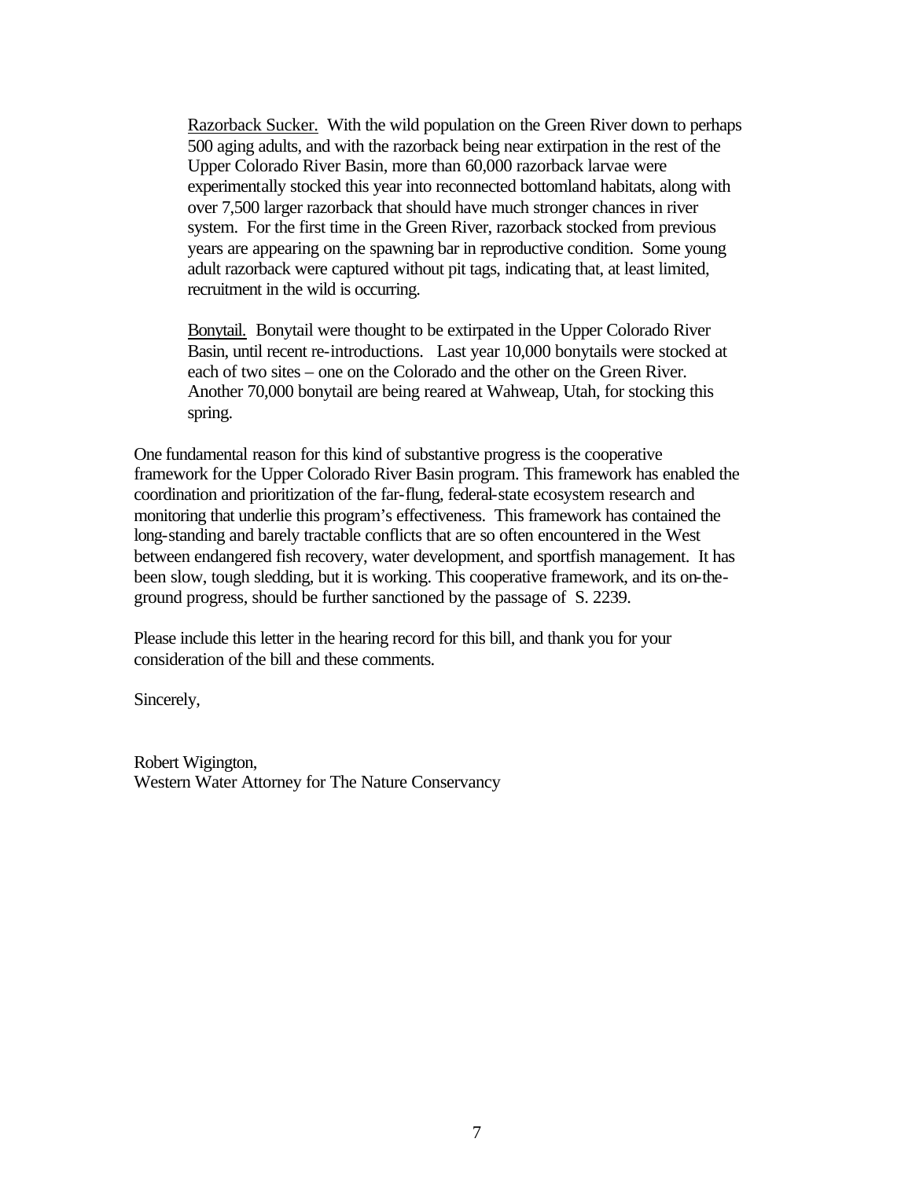Razorback Sucker. With the wild population on the Green River down to perhaps 500 aging adults, and with the razorback being near extirpation in the rest of the Upper Colorado River Basin, more than 60,000 razorback larvae were experimentally stocked this year into reconnected bottomland habitats, along with over 7,500 larger razorback that should have much stronger chances in river system. For the first time in the Green River, razorback stocked from previous years are appearing on the spawning bar in reproductive condition. Some young adult razorback were captured without pit tags, indicating that, at least limited, recruitment in the wild is occurring.

Bonytail. Bonytail were thought to be extirpated in the Upper Colorado River Basin, until recent re-introductions. Last year 10,000 bonytails were stocked at each of two sites – one on the Colorado and the other on the Green River. Another 70,000 bonytail are being reared at Wahweap, Utah, for stocking this spring.

One fundamental reason for this kind of substantive progress is the cooperative framework for the Upper Colorado River Basin program. This framework has enabled the coordination and prioritization of the far-flung, federal-state ecosystem research and monitoring that underlie this program's effectiveness. This framework has contained the long-standing and barely tractable conflicts that are so often encountered in the West between endangered fish recovery, water development, and sportfish management. It has been slow, tough sledding, but it is working. This cooperative framework, and its on-the-ground progress, should be further sanctioned by the passage of S. 2239.

Please include this letter in the hearing record for this bill, and thank you for your consideration of the bill and these comments.

Sincerely,

Robert Wigington,
Western Water Attorney for The Nature Conservancy